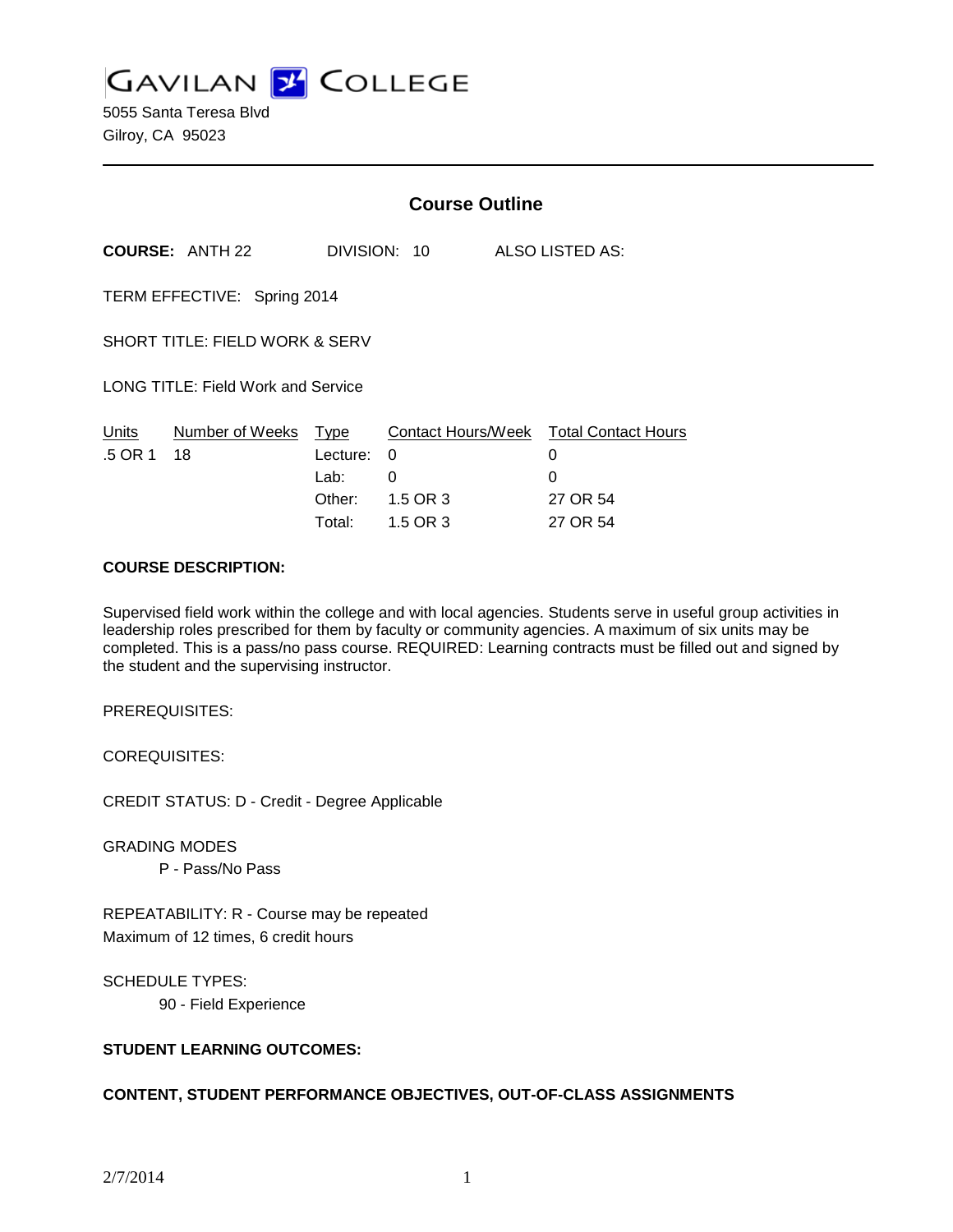# GAVILAN COLLEGE

5055 Santa Teresa Blvd
Gilroy, CA 95023

## Course Outline

**COURSE:** ANTH 22 DIVISION: 10 ALSO LISTED AS:

TERM EFFECTIVE: Spring 2014

SHORT TITLE: FIELD WORK & SERV

LONG TITLE: Field Work and Service

| Units | Number of Weeks | Type | Contact Hours/Week | Total Contact Hours |
|---|---|---|---|---|
| .5 OR 1 | 18 | Lecture: | 0 | 0 |
| | | Lab: | 0 | 0 |
| | | Other: | 1.5 OR 3 | 27 OR 54 |
| | | Total: | 1.5 OR 3 | 27 OR 54 |

**COURSE DESCRIPTION:**

Supervised field work within the college and with local agencies. Students serve in useful group activities in leadership roles prescribed for them by faculty or community agencies. A maximum of six units may be completed. This is a pass/no pass course. REQUIRED: Learning contracts must be filled out and signed by the student and the supervising instructor.

PREREQUISITES:

COREQUISITES:

CREDIT STATUS: D - Credit - Degree Applicable

GRADING MODES

P - Pass/No Pass

REPEATABILITY: R - Course may be repeated
Maximum of 12 times, 6 credit hours

SCHEDULE TYPES:

90 - Field Experience

**STUDENT LEARNING OUTCOMES:**

**CONTENT, STUDENT PERFORMANCE OBJECTIVES, OUT-OF-CLASS ASSIGNMENTS**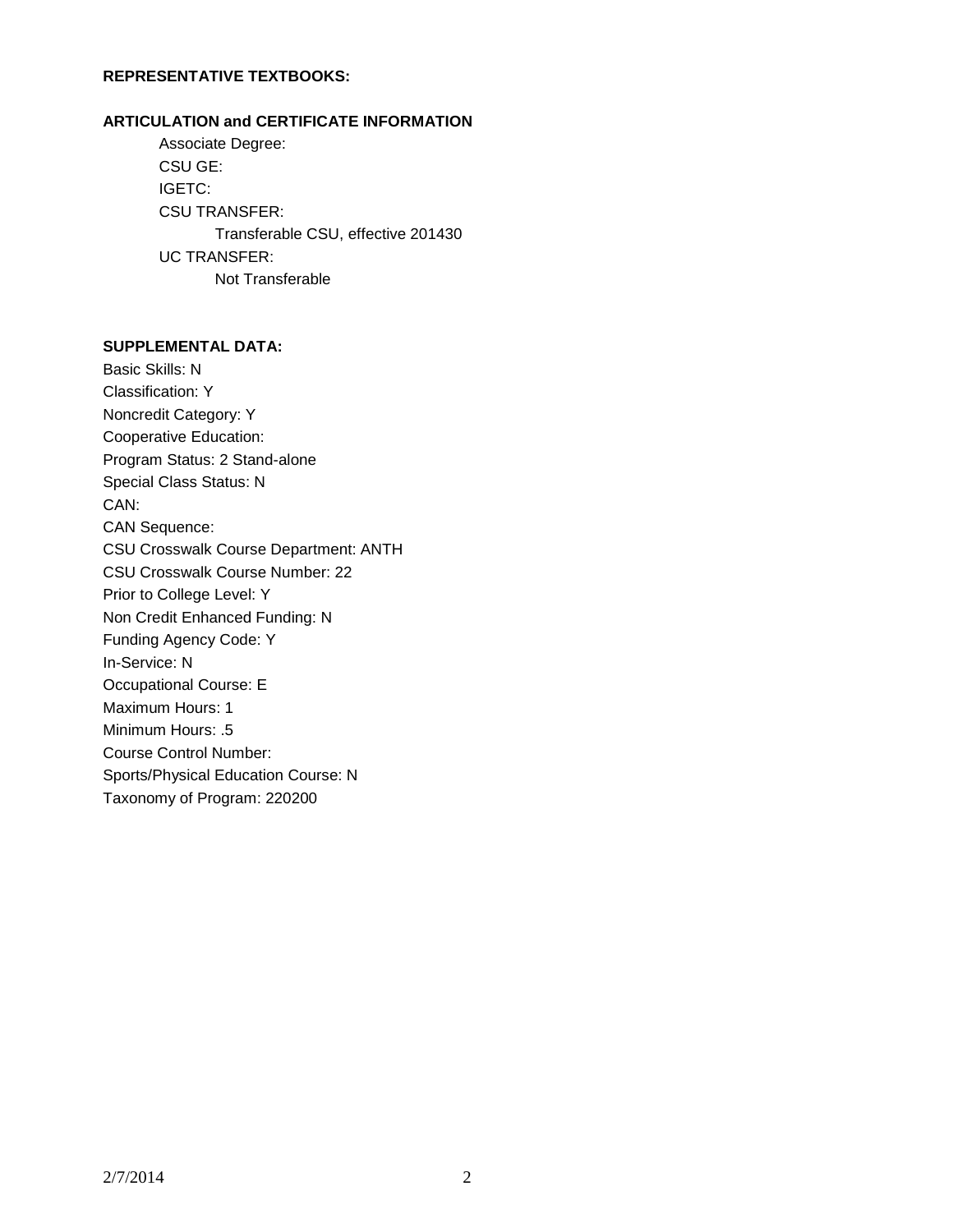**REPRESENTATIVE TEXTBOOKS:**

**ARTICULATION and CERTIFICATE INFORMATION**

Associate Degree:
CSU GE:
IGETC:
CSU TRANSFER:
Transferable CSU, effective 201430
UC TRANSFER:
Not Transferable

**SUPPLEMENTAL DATA:**

Basic Skills: N
Classification: Y
Noncredit Category: Y
Cooperative Education:
Program Status: 2 Stand-alone
Special Class Status: N
CAN:
CAN Sequence:
CSU Crosswalk Course Department: ANTH
CSU Crosswalk Course Number: 22
Prior to College Level: Y
Non Credit Enhanced Funding: N
Funding Agency Code: Y
In-Service: N
Occupational Course: E
Maximum Hours: 1
Minimum Hours: .5
Course Control Number:
Sports/Physical Education Course: N
Taxonomy of Program: 220200